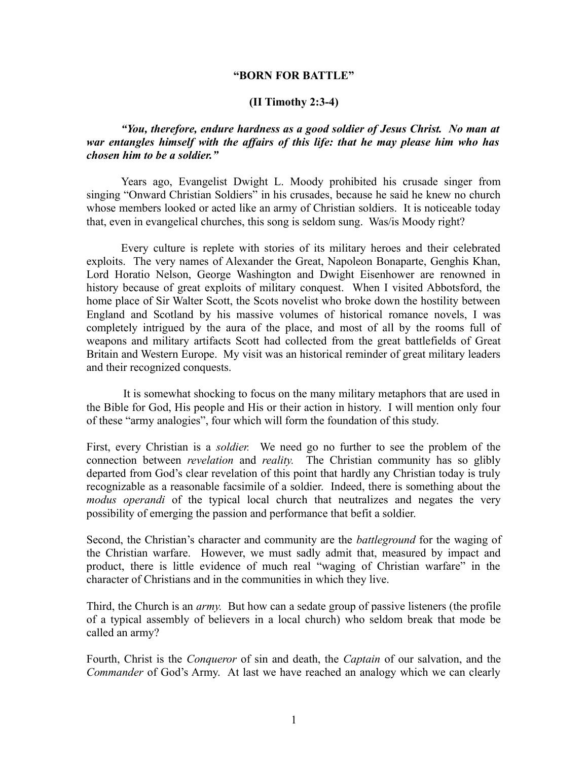# "BORN FOR BATTLE"

## (II Timothy 2:3-4)

***"You, therefore, endure hardness as a good soldier of Jesus Christ. No man at war entangles himself with the affairs of this life: that he may please him who has chosen him to be a soldier."***

Years ago, Evangelist Dwight L. Moody prohibited his crusade singer from singing "Onward Christian Soldiers" in his crusades, because he said he knew no church whose members looked or acted like an army of Christian soldiers. It is noticeable today that, even in evangelical churches, this song is seldom sung. Was/is Moody right?

Every culture is replete with stories of its military heroes and their celebrated exploits. The very names of Alexander the Great, Napoleon Bonaparte, Genghis Khan, Lord Horatio Nelson, George Washington and Dwight Eisenhower are renowned in history because of great exploits of military conquest. When I visited Abbotsford, the home place of Sir Walter Scott, the Scots novelist who broke down the hostility between England and Scotland by his massive volumes of historical romance novels, I was completely intrigued by the aura of the place, and most of all by the rooms full of weapons and military artifacts Scott had collected from the great battlefields of Great Britain and Western Europe. My visit was an historical reminder of great military leaders and their recognized conquests.

It is somewhat shocking to focus on the many military metaphors that are used in the Bible for God, His people and His or their action in history. I will mention only four of these "army analogies", four which will form the foundation of this study.

First, every Christian is a *soldier.* We need go no further to see the problem of the connection between *revelation* and *reality.* The Christian community has so glibly departed from God's clear revelation of this point that hardly any Christian today is truly recognizable as a reasonable facsimile of a soldier. Indeed, there is something about the *modus operandi* of the typical local church that neutralizes and negates the very possibility of emerging the passion and performance that befit a soldier.

Second, the Christian's character and community are the *battleground* for the waging of the Christian warfare. However, we must sadly admit that, measured by impact and product, there is little evidence of much real "waging of Christian warfare" in the character of Christians and in the communities in which they live.

Third, the Church is an *army.* But how can a sedate group of passive listeners (the profile of a typical assembly of believers in a local church) who seldom break that mode be called an army?

Fourth, Christ is the *Conqueror* of sin and death, the *Captain* of our salvation, and the *Commander* of God's Army. At last we have reached an analogy which we can clearly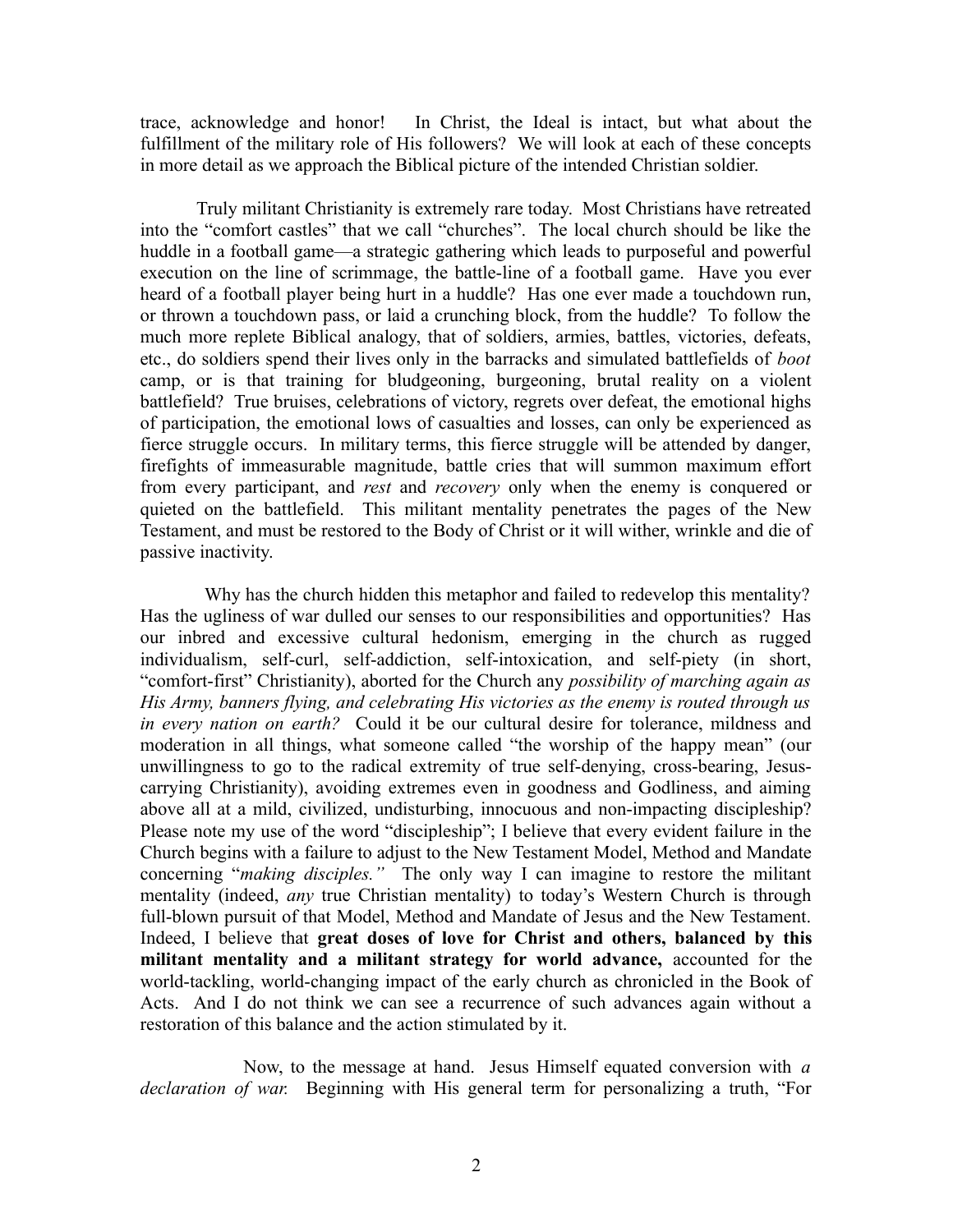trace, acknowledge and honor! In Christ, the Ideal is intact, but what about the fulfillment of the military role of His followers? We will look at each of these concepts in more detail as we approach the Biblical picture of the intended Christian soldier.

Truly militant Christianity is extremely rare today. Most Christians have retreated into the "comfort castles" that we call "churches". The local church should be like the huddle in a football game—a strategic gathering which leads to purposeful and powerful execution on the line of scrimmage, the battle-line of a football game. Have you ever heard of a football player being hurt in a huddle? Has one ever made a touchdown run, or thrown a touchdown pass, or laid a crunching block, from the huddle? To follow the much more replete Biblical analogy, that of soldiers, armies, battles, victories, defeats, etc., do soldiers spend their lives only in the barracks and simulated battlefields of *boot* camp, or is that training for bludgeoning, burgeoning, brutal reality on a violent battlefield? True bruises, celebrations of victory, regrets over defeat, the emotional highs of participation, the emotional lows of casualties and losses, can only be experienced as fierce struggle occurs. In military terms, this fierce struggle will be attended by danger, firefights of immeasurable magnitude, battle cries that will summon maximum effort from every participant, and *rest* and *recovery* only when the enemy is conquered or quieted on the battlefield. This militant mentality penetrates the pages of the New Testament, and must be restored to the Body of Christ or it will wither, wrinkle and die of passive inactivity.

Why has the church hidden this metaphor and failed to redevelop this mentality? Has the ugliness of war dulled our senses to our responsibilities and opportunities? Has our inbred and excessive cultural hedonism, emerging in the church as rugged individualism, self-curl, self-addiction, self-intoxication, and self-piety (in short, "comfort-first" Christianity), aborted for the Church any *possibility of marching again as His Army, banners flying, and celebrating His victories as the enemy is routed through us in every nation on earth?* Could it be our cultural desire for tolerance, mildness and moderation in all things, what someone called "the worship of the happy mean" (our unwillingness to go to the radical extremity of true self-denying, cross-bearing, Jesus-carrying Christianity), avoiding extremes even in goodness and Godliness, and aiming above all at a mild, civilized, undisturbing, innocuous and non-impacting discipleship? Please note my use of the word "discipleship"; I believe that every evident failure in the Church begins with a failure to adjust to the New Testament Model, Method and Mandate concerning "*making disciples.*" The only way I can imagine to restore the militant mentality (indeed, *any* true Christian mentality) to today's Western Church is through full-blown pursuit of that Model, Method and Mandate of Jesus and the New Testament. Indeed, I believe that **great doses of love for Christ and others, balanced by this militant mentality and a militant strategy for world advance,** accounted for the world-tackling, world-changing impact of the early church as chronicled in the Book of Acts. And I do not think we can see a recurrence of such advances again without a restoration of this balance and the action stimulated by it.

Now, to the message at hand. Jesus Himself equated conversion with *a declaration of war.* Beginning with His general term for personalizing a truth, "For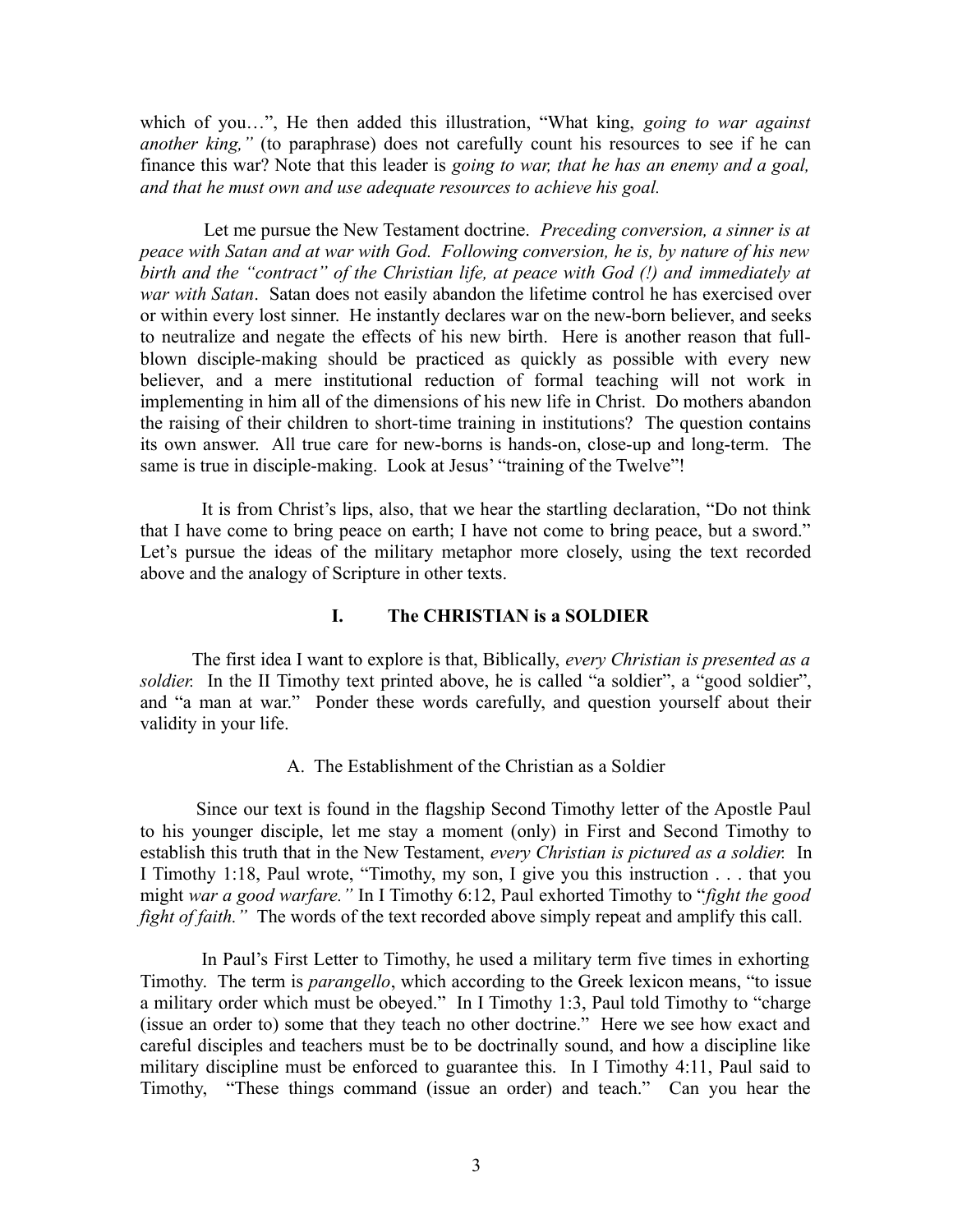which of you…", He then added this illustration, "What king, *going to war against another king,"* (to paraphrase) does not carefully count his resources to see if he can finance this war? Note that this leader is *going to war, that he has an enemy and a goal, and that he must own and use adequate resources to achieve his goal.*

Let me pursue the New Testament doctrine. *Preceding conversion, a sinner is at peace with Satan and at war with God. Following conversion, he is, by nature of his new birth and the "contract" of the Christian life, at peace with God (!) and immediately at war with Satan*. Satan does not easily abandon the lifetime control he has exercised over or within every lost sinner. He instantly declares war on the new-born believer, and seeks to neutralize and negate the effects of his new birth. Here is another reason that full-blown disciple-making should be practiced as quickly as possible with every new believer, and a mere institutional reduction of formal teaching will not work in implementing in him all of the dimensions of his new life in Christ. Do mothers abandon the raising of their children to short-time training in institutions? The question contains its own answer. All true care for new-borns is hands-on, close-up and long-term. The same is true in disciple-making. Look at Jesus' "training of the Twelve"!

It is from Christ's lips, also, that we hear the startling declaration, "Do not think that I have come to bring peace on earth; I have not come to bring peace, but a sword." Let's pursue the ideas of the military metaphor more closely, using the text recorded above and the analogy of Scripture in other texts.

## I. The CHRISTIAN is a SOLDIER

The first idea I want to explore is that, Biblically, *every Christian is presented as a soldier.* In the II Timothy text printed above, he is called "a soldier", a "good soldier", and "a man at war." Ponder these words carefully, and question yourself about their validity in your life.

### A. The Establishment of the Christian as a Soldier

Since our text is found in the flagship Second Timothy letter of the Apostle Paul to his younger disciple, let me stay a moment (only) in First and Second Timothy to establish this truth that in the New Testament, *every Christian is pictured as a soldier.* In I Timothy 1:18, Paul wrote, "Timothy, my son, I give you this instruction . . . that you might *war a good warfare."* In I Timothy 6:12, Paul exhorted Timothy to "*fight the good fight of faith."* The words of the text recorded above simply repeat and amplify this call.

In Paul's First Letter to Timothy, he used a military term five times in exhorting Timothy. The term is *parangello*, which according to the Greek lexicon means, "to issue a military order which must be obeyed." In I Timothy 1:3, Paul told Timothy to "charge (issue an order to) some that they teach no other doctrine." Here we see how exact and careful disciples and teachers must be to be doctrinally sound, and how a discipline like military discipline must be enforced to guarantee this. In I Timothy 4:11, Paul said to Timothy, "These things command (issue an order) and teach." Can you hear the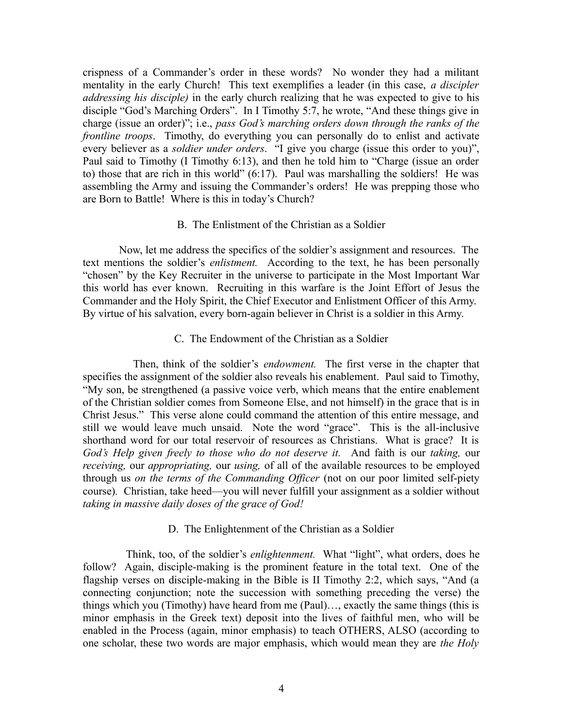crispness of a Commander's order in these words? No wonder they had a militant mentality in the early Church! This text exemplifies a leader (in this case, *a discipler addressing his disciple)* in the early church realizing that he was expected to give to his disciple "God's Marching Orders". In I Timothy 5:7, he wrote, "And these things give in charge (issue an order)"; i.e., *pass God's marching orders down through the ranks of the frontline troops*. Timothy, do everything you can personally do to enlist and activate every believer as a *soldier under orders*. "I give you charge (issue this order to you)", Paul said to Timothy (I Timothy 6:13), and then he told him to "Charge (issue an order to) those that are rich in this world" (6:17). Paul was marshalling the soldiers! He was assembling the Army and issuing the Commander's orders! He was prepping those who are Born to Battle! Where is this in today's Church?

### B. The Enlistment of the Christian as a Soldier

Now, let me address the specifics of the soldier's assignment and resources. The text mentions the soldier's *enlistment.* According to the text, he has been personally "chosen" by the Key Recruiter in the universe to participate in the Most Important War this world has ever known. Recruiting in this warfare is the Joint Effort of Jesus the Commander and the Holy Spirit, the Chief Executor and Enlistment Officer of this Army. By virtue of his salvation, every born-again believer in Christ is a soldier in this Army.

### C. The Endowment of the Christian as a Soldier

Then, think of the soldier's *endowment.* The first verse in the chapter that specifies the assignment of the soldier also reveals his enablement. Paul said to Timothy, "My son, be strengthened (a passive voice verb, which means that the entire enablement of the Christian soldier comes from Someone Else, and not himself) in the grace that is in Christ Jesus." This verse alone could command the attention of this entire message, and still we would leave much unsaid. Note the word "grace". This is the all-inclusive shorthand word for our total reservoir of resources as Christians. What is grace? It is *God's Help given freely to those who do not deserve it.* And faith is our *taking,* our *receiving,* our *appropriating,* our *using,* of all of the available resources to be employed through us *on the terms of the Commanding Officer* (not on our poor limited self-piety course). Christian, take heed—you will never fulfill your assignment as a soldier without *taking in massive daily doses of the grace of God!*

### D. The Enlightenment of the Christian as a Soldier

Think, too, of the soldier's *enlightenment.* What "light", what orders, does he follow? Again, disciple-making is the prominent feature in the total text. One of the flagship verses on disciple-making in the Bible is II Timothy 2:2, which says, "And (a connecting conjunction; note the succession with something preceding the verse) the things which you (Timothy) have heard from me (Paul)…, exactly the same things (this is minor emphasis in the Greek text) deposit into the lives of faithful men, who will be enabled in the Process (again, minor emphasis) to teach OTHERS, ALSO (according to one scholar, these two words are major emphasis, which would mean they are *the Holy*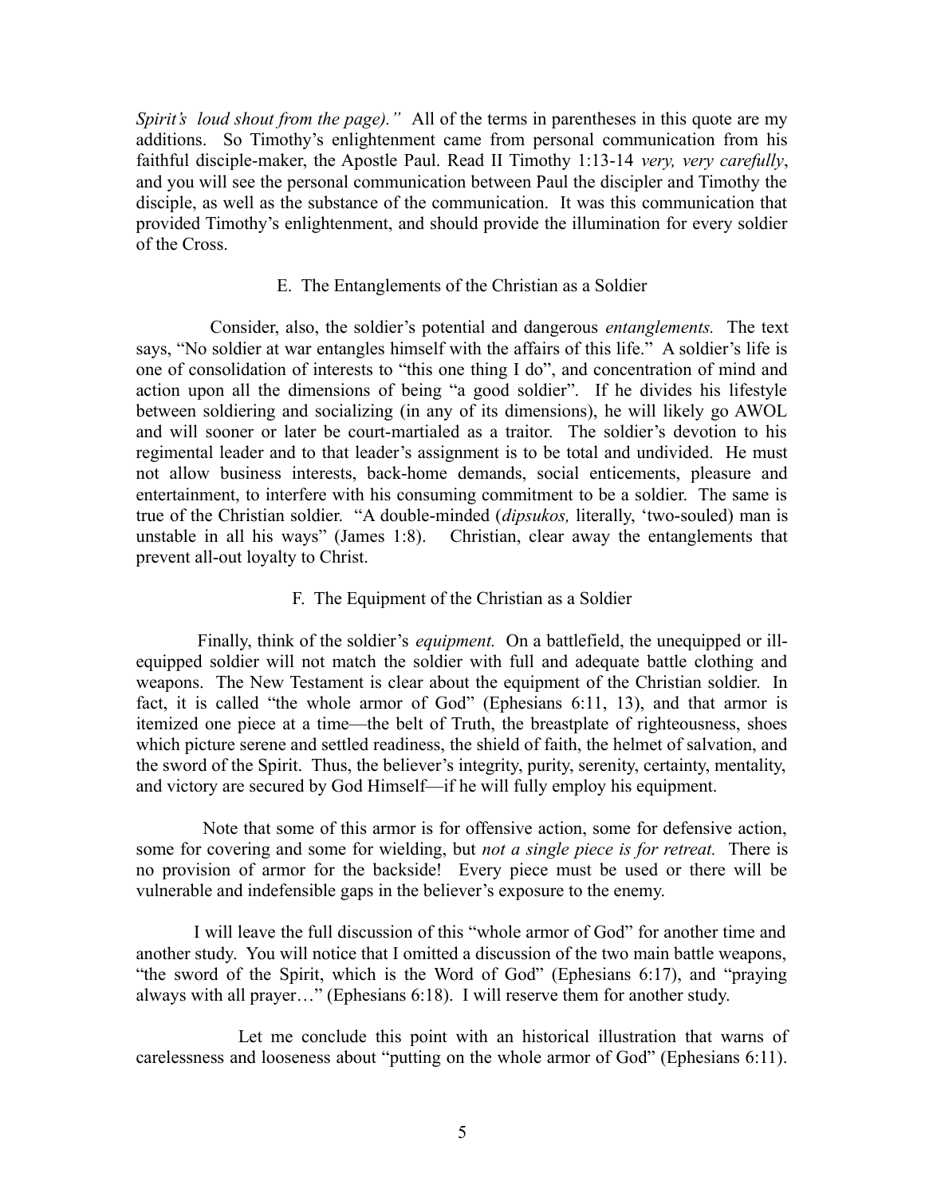*Spirit's loud shout from the page)."* All of the terms in parentheses in this quote are my additions. So Timothy's enlightenment came from personal communication from his faithful disciple-maker, the Apostle Paul. Read II Timothy 1:13-14 *very, very carefully*, and you will see the personal communication between Paul the discipler and Timothy the disciple, as well as the substance of the communication. It was this communication that provided Timothy's enlightenment, and should provide the illumination for every soldier of the Cross.

### E. The Entanglements of the Christian as a Soldier

Consider, also, the soldier's potential and dangerous *entanglements.* The text says, "No soldier at war entangles himself with the affairs of this life." A soldier's life is one of consolidation of interests to "this one thing I do", and concentration of mind and action upon all the dimensions of being "a good soldier". If he divides his lifestyle between soldiering and socializing (in any of its dimensions), he will likely go AWOL and will sooner or later be court-martialed as a traitor. The soldier's devotion to his regimental leader and to that leader's assignment is to be total and undivided. He must not allow business interests, back-home demands, social enticements, pleasure and entertainment, to interfere with his consuming commitment to be a soldier. The same is true of the Christian soldier. "A double-minded (*dipsukos,* literally, 'two-souled) man is unstable in all his ways" (James 1:8). Christian, clear away the entanglements that prevent all-out loyalty to Christ.

### F. The Equipment of the Christian as a Soldier

Finally, think of the soldier's *equipment.* On a battlefield, the unequipped or ill-equipped soldier will not match the soldier with full and adequate battle clothing and weapons. The New Testament is clear about the equipment of the Christian soldier. In fact, it is called "the whole armor of God" (Ephesians 6:11, 13), and that armor is itemized one piece at a time—the belt of Truth, the breastplate of righteousness, shoes which picture serene and settled readiness, the shield of faith, the helmet of salvation, and the sword of the Spirit. Thus, the believer's integrity, purity, serenity, certainty, mentality, and victory are secured by God Himself—if he will fully employ his equipment.

Note that some of this armor is for offensive action, some for defensive action, some for covering and some for wielding, but *not a single piece is for retreat.* There is no provision of armor for the backside! Every piece must be used or there will be vulnerable and indefensible gaps in the believer's exposure to the enemy.

I will leave the full discussion of this "whole armor of God" for another time and another study. You will notice that I omitted a discussion of the two main battle weapons, "the sword of the Spirit, which is the Word of God" (Ephesians 6:17), and "praying always with all prayer…" (Ephesians 6:18). I will reserve them for another study.

Let me conclude this point with an historical illustration that warns of carelessness and looseness about "putting on the whole armor of God" (Ephesians 6:11).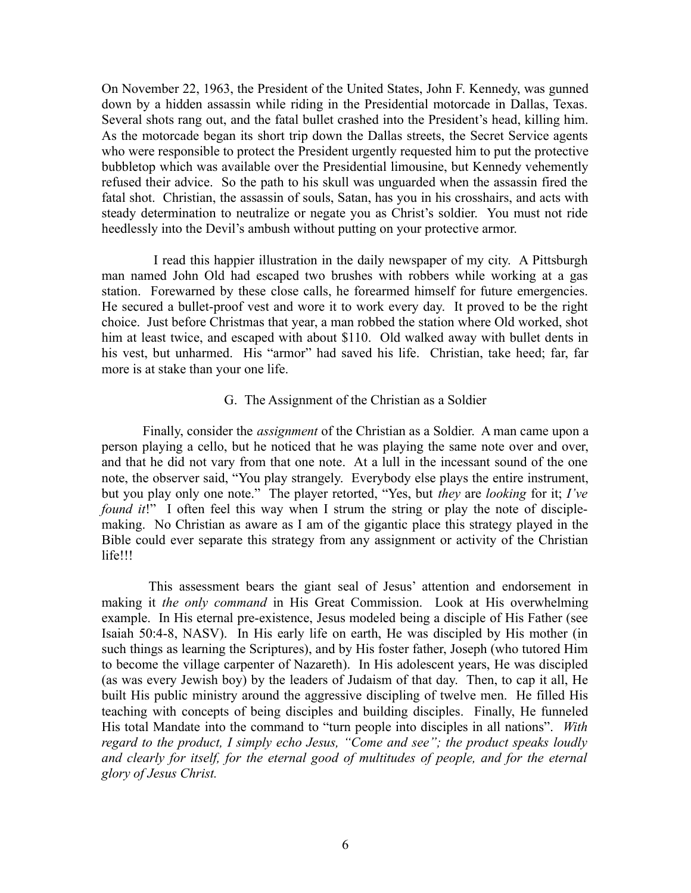On November 22, 1963, the President of the United States, John F. Kennedy, was gunned down by a hidden assassin while riding in the Presidential motorcade in Dallas, Texas. Several shots rang out, and the fatal bullet crashed into the President's head, killing him. As the motorcade began its short trip down the Dallas streets, the Secret Service agents who were responsible to protect the President urgently requested him to put the protective bubbletop which was available over the Presidential limousine, but Kennedy vehemently refused their advice. So the path to his skull was unguarded when the assassin fired the fatal shot. Christian, the assassin of souls, Satan, has you in his crosshairs, and acts with steady determination to neutralize or negate you as Christ's soldier. You must not ride heedlessly into the Devil's ambush without putting on your protective armor.

I read this happier illustration in the daily newspaper of my city. A Pittsburgh man named John Old had escaped two brushes with robbers while working at a gas station. Forewarned by these close calls, he forearmed himself for future emergencies. He secured a bullet-proof vest and wore it to work every day. It proved to be the right choice. Just before Christmas that year, a man robbed the station where Old worked, shot him at least twice, and escaped with about $110. Old walked away with bullet dents in his vest, but unharmed. His "armor" had saved his life. Christian, take heed; far, far more is at stake than your one life.

### G. The Assignment of the Christian as a Soldier

Finally, consider the *assignment* of the Christian as a Soldier. A man came upon a person playing a cello, but he noticed that he was playing the same note over and over, and that he did not vary from that one note. At a lull in the incessant sound of the one note, the observer said, "You play strangely. Everybody else plays the entire instrument, but you play only one note." The player retorted, "Yes, but *they* are *looking* for it; *I've found it*!" I often feel this way when I strum the string or play the note of disciple-making. No Christian as aware as I am of the gigantic place this strategy played in the Bible could ever separate this strategy from any assignment or activity of the Christian life!!!

This assessment bears the giant seal of Jesus' attention and endorsement in making it *the only command* in His Great Commission. Look at His overwhelming example. In His eternal pre-existence, Jesus modeled being a disciple of His Father (see Isaiah 50:4-8, NASV). In His early life on earth, He was discipled by His mother (in such things as learning the Scriptures), and by His foster father, Joseph (who tutored Him to become the village carpenter of Nazareth). In His adolescent years, He was discipled (as was every Jewish boy) by the leaders of Judaism of that day. Then, to cap it all, He built His public ministry around the aggressive discipling of twelve men. He filled His teaching with concepts of being disciples and building disciples. Finally, He funneled His total Mandate into the command to "turn people into disciples in all nations". *With regard to the product, I simply echo Jesus, "Come and see"; the product speaks loudly and clearly for itself, for the eternal good of multitudes of people, and for the eternal glory of Jesus Christ.*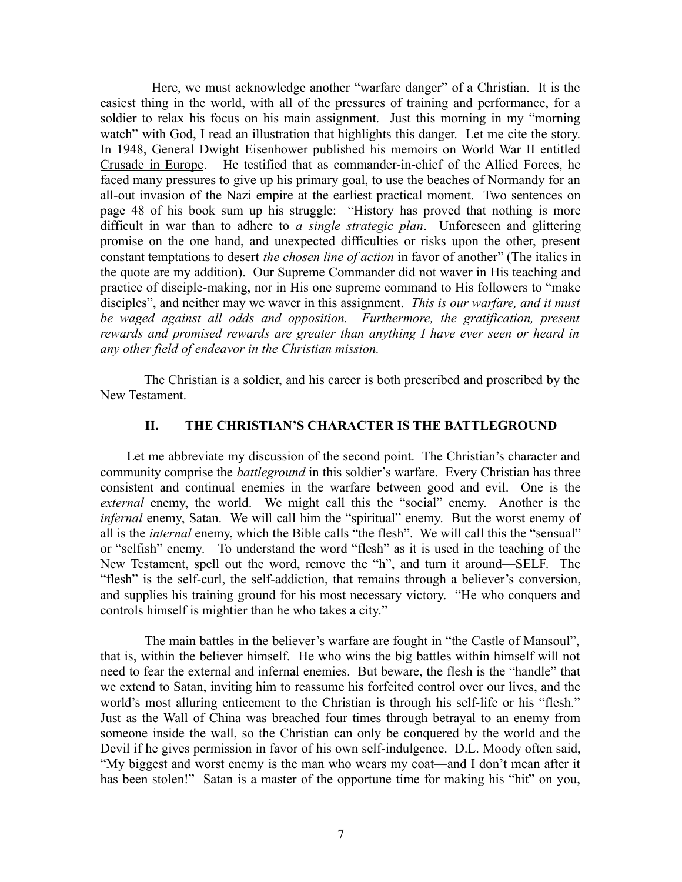Here, we must acknowledge another "warfare danger" of a Christian. It is the easiest thing in the world, with all of the pressures of training and performance, for a soldier to relax his focus on his main assignment. Just this morning in my "morning watch" with God, I read an illustration that highlights this danger. Let me cite the story. In 1948, General Dwight Eisenhower published his memoirs on World War II entitled Crusade in Europe. He testified that as commander-in-chief of the Allied Forces, he faced many pressures to give up his primary goal, to use the beaches of Normandy for an all-out invasion of the Nazi empire at the earliest practical moment. Two sentences on page 48 of his book sum up his struggle: "History has proved that nothing is more difficult in war than to adhere to *a single strategic plan*. Unforeseen and glittering promise on the one hand, and unexpected difficulties or risks upon the other, present constant temptations to desert *the chosen line of action* in favor of another" (The italics in the quote are my addition). Our Supreme Commander did not waver in His teaching and practice of disciple-making, nor in His one supreme command to His followers to "make disciples", and neither may we waver in this assignment. *This is our warfare, and it must be waged against all odds and opposition. Furthermore, the gratification, present rewards and promised rewards are greater than anything I have ever seen or heard in any other field of endeavor in the Christian mission.*

The Christian is a soldier, and his career is both prescribed and proscribed by the New Testament.

## II. THE CHRISTIAN'S CHARACTER IS THE BATTLEGROUND

Let me abbreviate my discussion of the second point. The Christian's character and community comprise the *battleground* in this soldier's warfare. Every Christian has three consistent and continual enemies in the warfare between good and evil. One is the *external* enemy, the world. We might call this the "social" enemy. Another is the *infernal* enemy, Satan. We will call him the "spiritual" enemy. But the worst enemy of all is the *internal* enemy, which the Bible calls "the flesh". We will call this the "sensual" or "selfish" enemy. To understand the word "flesh" as it is used in the teaching of the New Testament, spell out the word, remove the "h", and turn it around—SELF. The "flesh" is the self-curl, the self-addiction, that remains through a believer's conversion, and supplies his training ground for his most necessary victory. "He who conquers and controls himself is mightier than he who takes a city."

The main battles in the believer's warfare are fought in "the Castle of Mansoul", that is, within the believer himself. He who wins the big battles within himself will not need to fear the external and infernal enemies. But beware, the flesh is the "handle" that we extend to Satan, inviting him to reassume his forfeited control over our lives, and the world's most alluring enticement to the Christian is through his self-life or his "flesh." Just as the Wall of China was breached four times through betrayal to an enemy from someone inside the wall, so the Christian can only be conquered by the world and the Devil if he gives permission in favor of his own self-indulgence. D.L. Moody often said, "My biggest and worst enemy is the man who wears my coat—and I don't mean after it has been stolen!" Satan is a master of the opportune time for making his "hit" on you,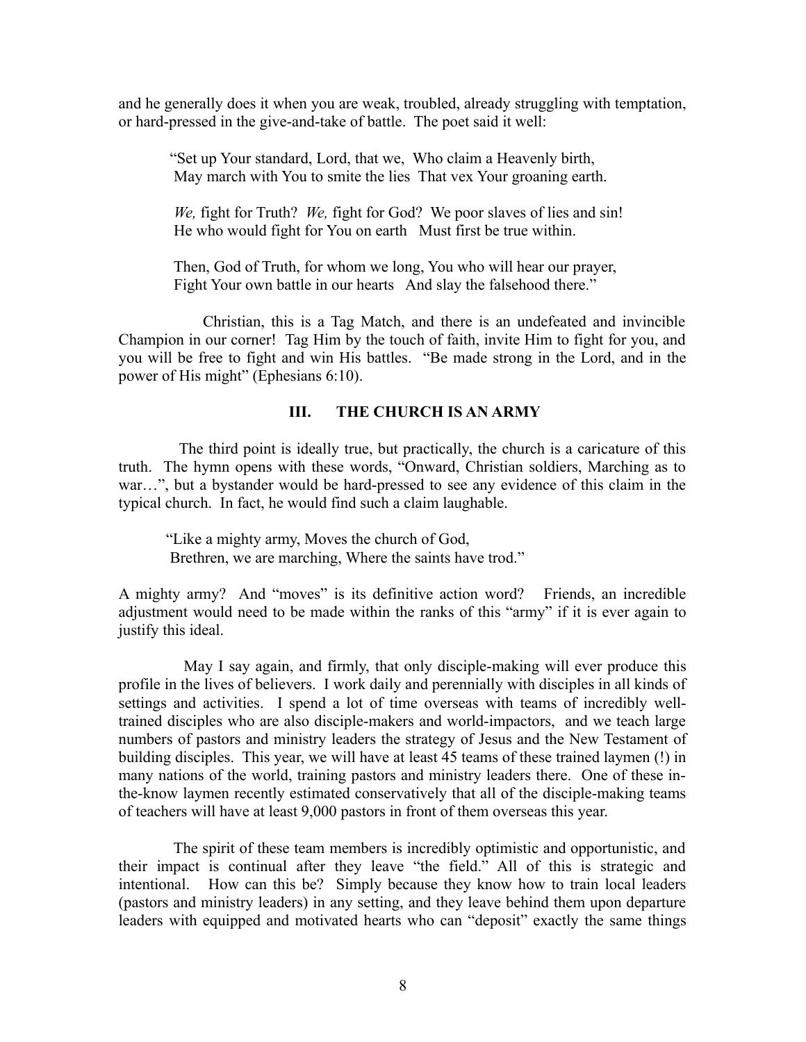and he generally does it when you are weak, troubled, already struggling with temptation, or hard-pressed in the give-and-take of battle. The poet said it well:

> "Set up Your standard, Lord, that we, Who claim a Heavenly birth,
> May march with You to smite the lies That vex Your groaning earth.
>
> *We,* fight for Truth? *We,* fight for God? We poor slaves of lies and sin!
> He who would fight for You on earth Must first be true within.
>
> Then, God of Truth, for whom we long, You who will hear our prayer,
> Fight Your own battle in our hearts And slay the falsehood there."

Christian, this is a Tag Match, and there is an undefeated and invincible Champion in our corner! Tag Him by the touch of faith, invite Him to fight for you, and you will be free to fight and win His battles. "Be made strong in the Lord, and in the power of His might" (Ephesians 6:10).

## III. THE CHURCH IS AN ARMY

The third point is ideally true, but practically, the church is a caricature of this truth. The hymn opens with these words, "Onward, Christian soldiers, Marching as to war…", but a bystander would be hard-pressed to see any evidence of this claim in the typical church. In fact, he would find such a claim laughable.

> "Like a mighty army, Moves the church of God,
> Brethren, we are marching, Where the saints have trod."

A mighty army? And "moves" is its definitive action word? Friends, an incredible adjustment would need to be made within the ranks of this "army" if it is ever again to justify this ideal.

May I say again, and firmly, that only disciple-making will ever produce this profile in the lives of believers. I work daily and perennially with disciples in all kinds of settings and activities. I spend a lot of time overseas with teams of incredibly well-trained disciples who are also disciple-makers and world-impactors, and we teach large numbers of pastors and ministry leaders the strategy of Jesus and the New Testament of building disciples. This year, we will have at least 45 teams of these trained laymen (!) in many nations of the world, training pastors and ministry leaders there. One of these in-the-know laymen recently estimated conservatively that all of the disciple-making teams of teachers will have at least 9,000 pastors in front of them overseas this year.

The spirit of these team members is incredibly optimistic and opportunistic, and their impact is continual after they leave "the field." All of this is strategic and intentional. How can this be? Simply because they know how to train local leaders (pastors and ministry leaders) in any setting, and they leave behind them upon departure leaders with equipped and motivated hearts who can "deposit" exactly the same things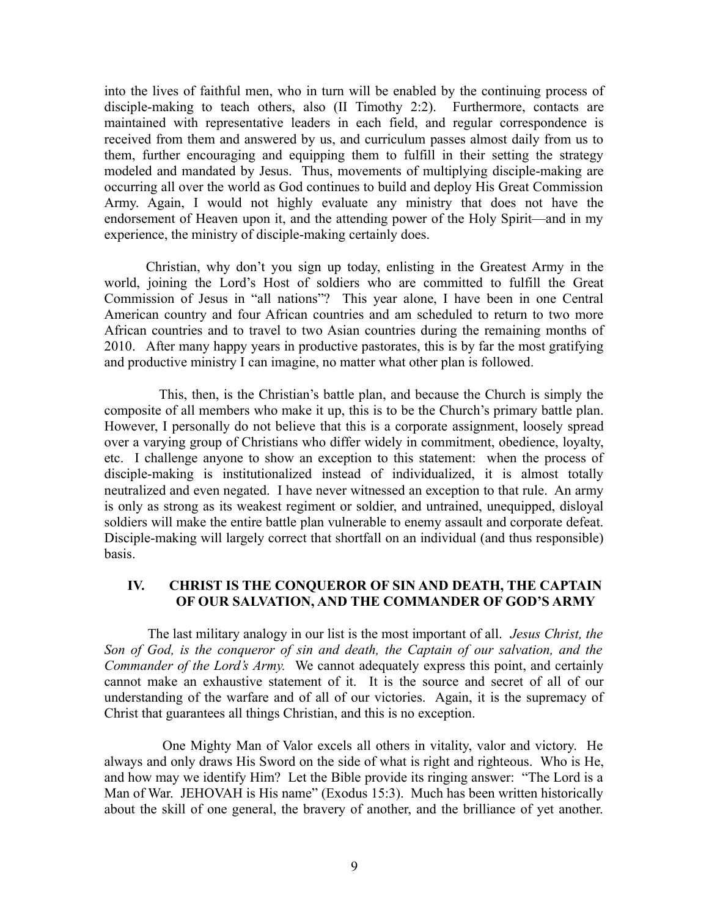into the lives of faithful men, who in turn will be enabled by the continuing process of disciple-making to teach others, also (II Timothy 2:2). Furthermore, contacts are maintained with representative leaders in each field, and regular correspondence is received from them and answered by us, and curriculum passes almost daily from us to them, further encouraging and equipping them to fulfill in their setting the strategy modeled and mandated by Jesus. Thus, movements of multiplying disciple-making are occurring all over the world as God continues to build and deploy His Great Commission Army. Again, I would not highly evaluate any ministry that does not have the endorsement of Heaven upon it, and the attending power of the Holy Spirit—and in my experience, the ministry of disciple-making certainly does.

Christian, why don't you sign up today, enlisting in the Greatest Army in the world, joining the Lord's Host of soldiers who are committed to fulfill the Great Commission of Jesus in "all nations"? This year alone, I have been in one Central American country and four African countries and am scheduled to return to two more African countries and to travel to two Asian countries during the remaining months of 2010. After many happy years in productive pastorates, this is by far the most gratifying and productive ministry I can imagine, no matter what other plan is followed.

This, then, is the Christian's battle plan, and because the Church is simply the composite of all members who make it up, this is to be the Church's primary battle plan. However, I personally do not believe that this is a corporate assignment, loosely spread over a varying group of Christians who differ widely in commitment, obedience, loyalty, etc. I challenge anyone to show an exception to this statement: when the process of disciple-making is institutionalized instead of individualized, it is almost totally neutralized and even negated. I have never witnessed an exception to that rule. An army is only as strong as its weakest regiment or soldier, and untrained, unequipped, disloyal soldiers will make the entire battle plan vulnerable to enemy assault and corporate defeat. Disciple-making will largely correct that shortfall on an individual (and thus responsible) basis.

## IV. CHRIST IS THE CONQUEROR OF SIN AND DEATH, THE CAPTAIN OF OUR SALVATION, AND THE COMMANDER OF GOD'S ARMY

The last military analogy in our list is the most important of all. *Jesus Christ, the Son of God, is the conqueror of sin and death, the Captain of our salvation, and the Commander of the Lord's Army.* We cannot adequately express this point, and certainly cannot make an exhaustive statement of it. It is the source and secret of all of our understanding of the warfare and of all of our victories. Again, it is the supremacy of Christ that guarantees all things Christian, and this is no exception.

One Mighty Man of Valor excels all others in vitality, valor and victory. He always and only draws His Sword on the side of what is right and righteous. Who is He, and how may we identify Him? Let the Bible provide its ringing answer: "The Lord is a Man of War. JEHOVAH is His name" (Exodus 15:3). Much has been written historically about the skill of one general, the bravery of another, and the brilliance of yet another.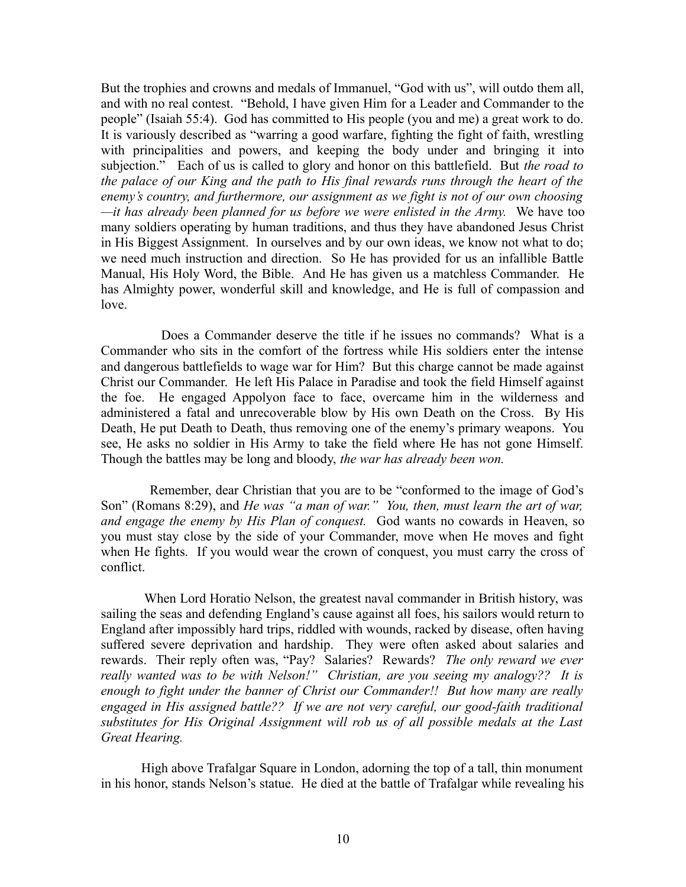But the trophies and crowns and medals of Immanuel, "God with us", will outdo them all, and with no real contest. "Behold, I have given Him for a Leader and Commander to the people" (Isaiah 55:4). God has committed to His people (you and me) a great work to do. It is variously described as "warring a good warfare, fighting the fight of faith, wrestling with principalities and powers, and keeping the body under and bringing it into subjection." Each of us is called to glory and honor on this battlefield. But *the road to the palace of our King and the path to His final rewards runs through the heart of the enemy's country, and furthermore, our assignment as we fight is not of our own choosing —it has already been planned for us before we were enlisted in the Army.* We have too many soldiers operating by human traditions, and thus they have abandoned Jesus Christ in His Biggest Assignment. In ourselves and by our own ideas, we know not what to do; we need much instruction and direction. So He has provided for us an infallible Battle Manual, His Holy Word, the Bible. And He has given us a matchless Commander. He has Almighty power, wonderful skill and knowledge, and He is full of compassion and love.

Does a Commander deserve the title if he issues no commands? What is a Commander who sits in the comfort of the fortress while His soldiers enter the intense and dangerous battlefields to wage war for Him? But this charge cannot be made against Christ our Commander. He left His Palace in Paradise and took the field Himself against the foe. He engaged Appolyon face to face, overcame him in the wilderness and administered a fatal and unrecoverable blow by His own Death on the Cross. By His Death, He put Death to Death, thus removing one of the enemy's primary weapons. You see, He asks no soldier in His Army to take the field where He has not gone Himself. Though the battles may be long and bloody, *the war has already been won.*

Remember, dear Christian that you are to be "conformed to the image of God's Son" (Romans 8:29), and *He was "a man of war." You, then, must learn the art of war, and engage the enemy by His Plan of conquest.* God wants no cowards in Heaven, so you must stay close by the side of your Commander, move when He moves and fight when He fights. If you would wear the crown of conquest, you must carry the cross of conflict.

When Lord Horatio Nelson, the greatest naval commander in British history, was sailing the seas and defending England's cause against all foes, his sailors would return to England after impossibly hard trips, riddled with wounds, racked by disease, often having suffered severe deprivation and hardship. They were often asked about salaries and rewards. Their reply often was, "Pay? Salaries? Rewards? *The only reward we ever really wanted was to be with Nelson!" Christian, are you seeing my analogy?? It is enough to fight under the banner of Christ our Commander!! But how many are really engaged in His assigned battle?? If we are not very careful, our good-faith traditional substitutes for His Original Assignment will rob us of all possible medals at the Last Great Hearing.*

High above Trafalgar Square in London, adorning the top of a tall, thin monument in his honor, stands Nelson's statue. He died at the battle of Trafalgar while revealing his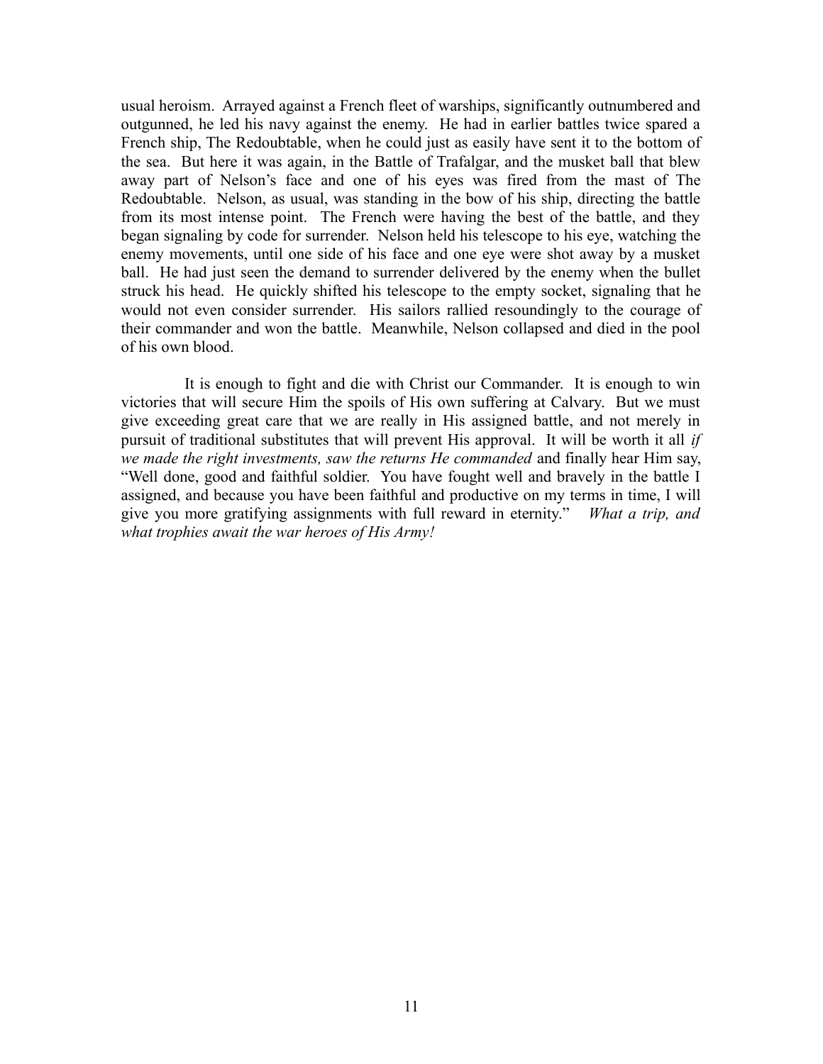usual heroism. Arrayed against a French fleet of warships, significantly outnumbered and outgunned, he led his navy against the enemy. He had in earlier battles twice spared a French ship, The Redoubtable, when he could just as easily have sent it to the bottom of the sea. But here it was again, in the Battle of Trafalgar, and the musket ball that blew away part of Nelson's face and one of his eyes was fired from the mast of The Redoubtable. Nelson, as usual, was standing in the bow of his ship, directing the battle from its most intense point. The French were having the best of the battle, and they began signaling by code for surrender. Nelson held his telescope to his eye, watching the enemy movements, until one side of his face and one eye were shot away by a musket ball. He had just seen the demand to surrender delivered by the enemy when the bullet struck his head. He quickly shifted his telescope to the empty socket, signaling that he would not even consider surrender. His sailors rallied resoundingly to the courage of their commander and won the battle. Meanwhile, Nelson collapsed and died in the pool of his own blood.

It is enough to fight and die with Christ our Commander. It is enough to win victories that will secure Him the spoils of His own suffering at Calvary. But we must give exceeding great care that we are really in His assigned battle, and not merely in pursuit of traditional substitutes that will prevent His approval. It will be worth it all *if we made the right investments, saw the returns He commanded* and finally hear Him say, "Well done, good and faithful soldier. You have fought well and bravely in the battle I assigned, and because you have been faithful and productive on my terms in time, I will give you more gratifying assignments with full reward in eternity." *What a trip, and what trophies await the war heroes of His Army!*